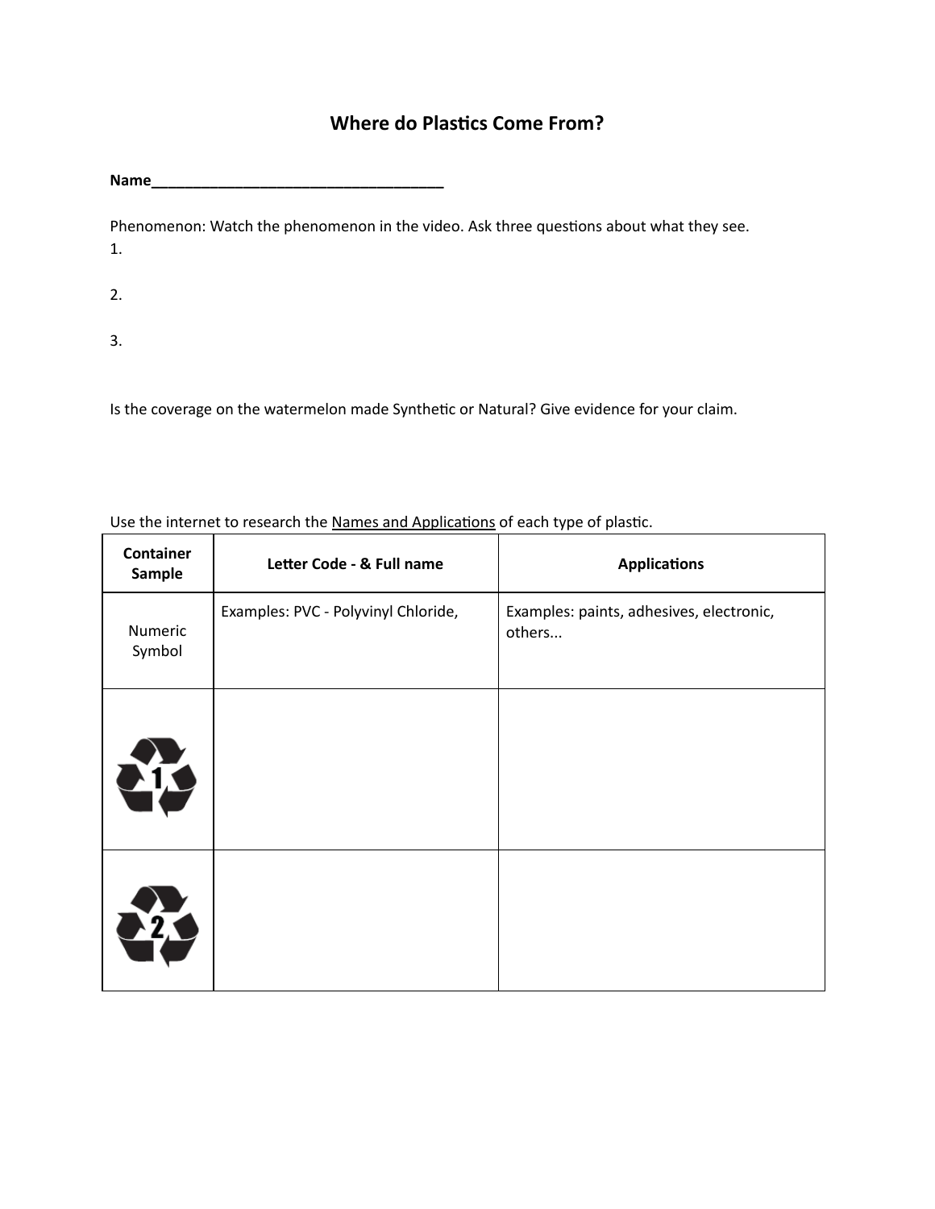# Where do Plastics Come From?

**Name**___________________________________

Phenomenon: Watch the phenomenon in the video. Ask three questions about what they see.

1.

2.

3.

Is the coverage on the watermelon made Synthetic or Natural? Give evidence for your claim.

Use the internet to research the Names and Applications of each type of plastic.

| Container Sample | Letter Code - & Full name | Applications |
|---|---|---|
| Numeric Symbol | Examples: PVC - Polyvinyl Chloride, | Examples: paints, adhesives, electronic, others... |
| 1 | | |
| 2 | | |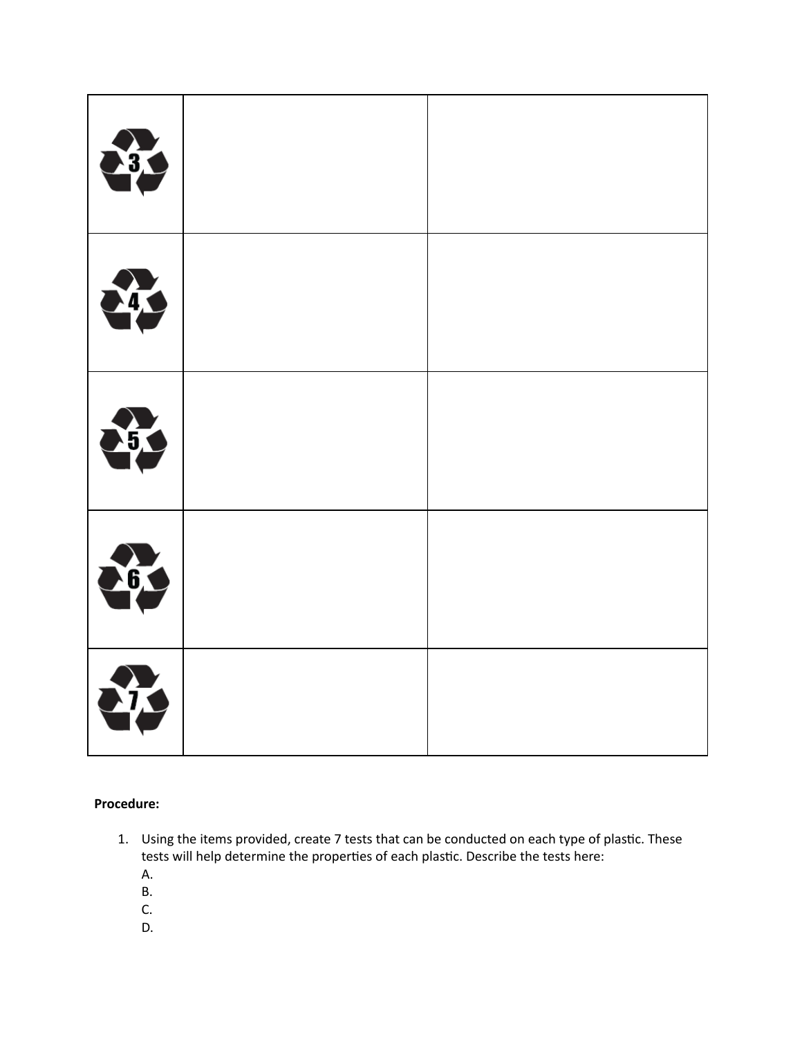| | | |
|---|---|---|
| 3 | | |
| 4 | | |
| 5 | | |
| 6 | | |
| 7 | | |

**Procedure:**

1. Using the items provided, create 7 tests that can be conducted on each type of plastic. These tests will help determine the properties of each plastic. Describe the tests here:
   A.
   B.
   C.
   D.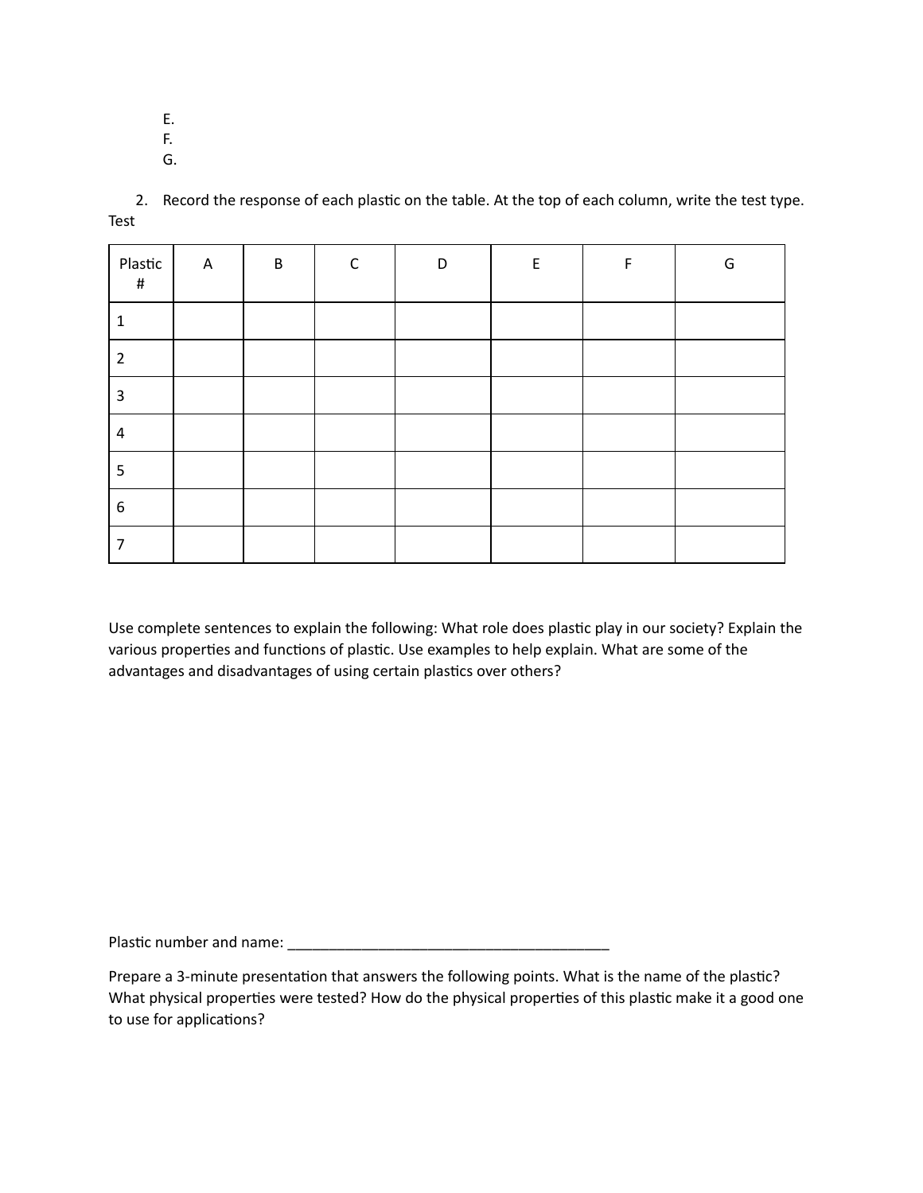E.
F.
G.

2. Record the response of each plastic on the table. At the top of each column, write the test type.

Test

| Plastic # | A | B | C | D | E | F | G |
|---|---|---|---|---|---|---|---|
| 1 | | | | | | | |
| 2 | | | | | | | |
| 3 | | | | | | | |
| 4 | | | | | | | |
| 5 | | | | | | | |
| 6 | | | | | | | |
| 7 | | | | | | | |

Use complete sentences to explain the following: What role does plastic play in our society? Explain the various properties and functions of plastic. Use examples to help explain. What are some of the advantages and disadvantages of using certain plastics over others?

Plastic number and name: ________________________________________

Prepare a 3-minute presentation that answers the following points. What is the name of the plastic? What physical properties were tested? How do the physical properties of this plastic make it a good one to use for applications?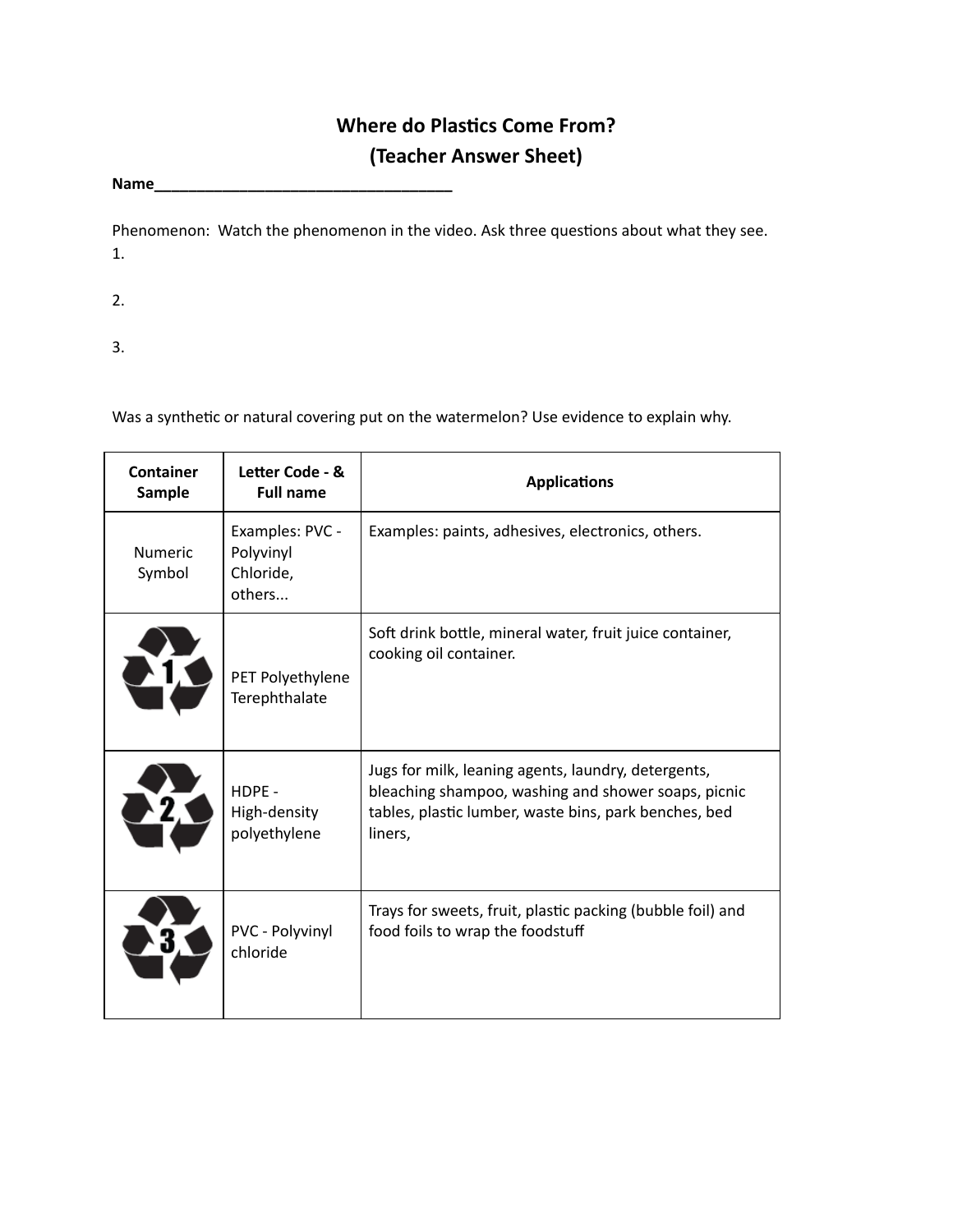# Where do Plastics Come From?
# (Teacher Answer Sheet)

**Name___________________________________**

Phenomenon: Watch the phenomenon in the video. Ask three questions about what they see.

1.

2.

3.

Was a synthetic or natural covering put on the watermelon? Use evidence to explain why.

| Container Sample | Letter Code - & Full name | Applications |
|---|---|---|
| Numeric Symbol | Examples: PVC - Polyvinyl Chloride, others... | Examples: paints, adhesives, electronics, others. |
| 1 | PET Polyethylene Terephthalate | Soft drink bottle, mineral water, fruit juice container, cooking oil container. |
| 2 | HDPE - High-density polyethylene | Jugs for milk, leaning agents, laundry, detergents, bleaching shampoo, washing and shower soaps, picnic tables, plastic lumber, waste bins, park benches, bed liners, |
| 3 | PVC - Polyvinyl chloride | Trays for sweets, fruit, plastic packing (bubble foil) and food foils to wrap the foodstuff |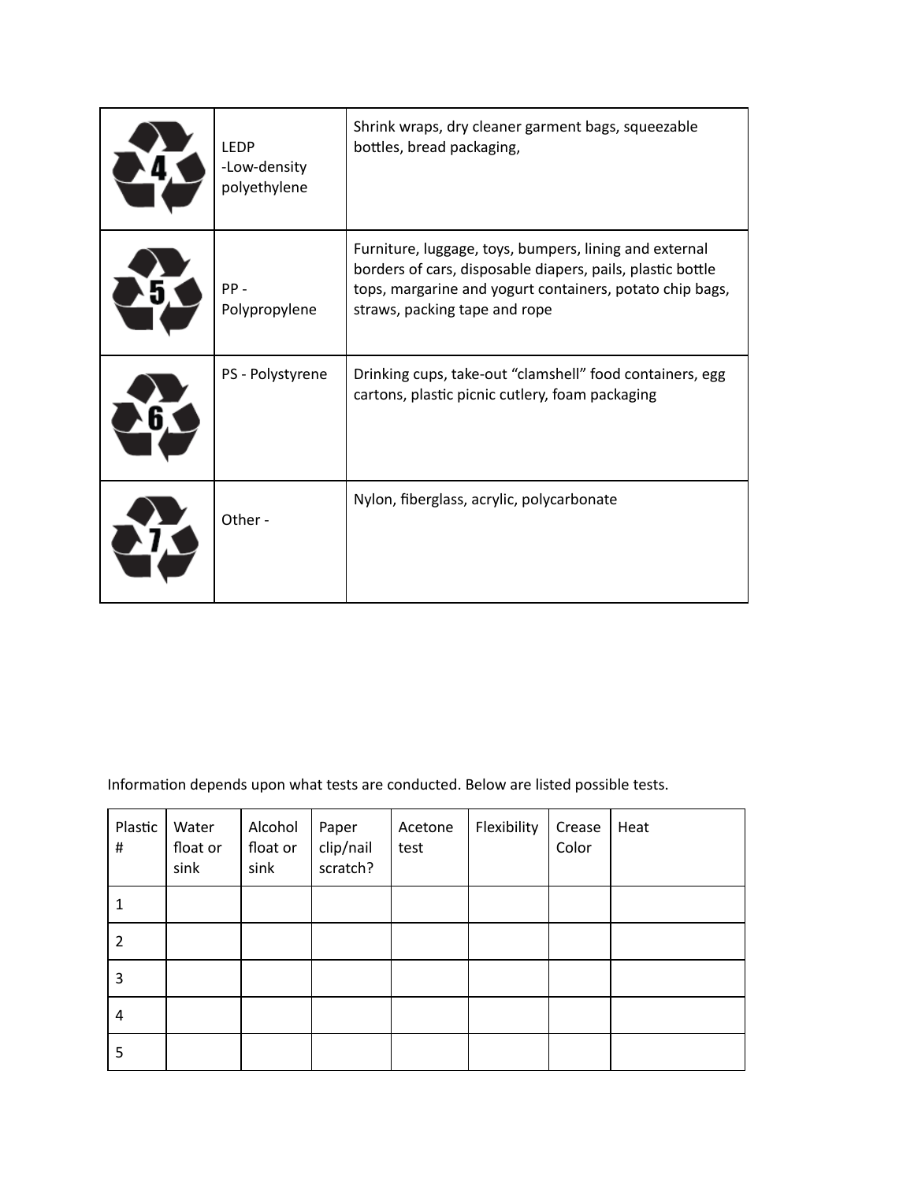| | | |
|---|---|---|
| 4 | LEDP -Low-density polyethylene | Shrink wraps, dry cleaner garment bags, squeezable bottles, bread packaging, |
| 5 | PP - Polypropylene | Furniture, luggage, toys, bumpers, lining and external borders of cars, disposable diapers, pails, plastic bottle tops, margarine and yogurt containers, potato chip bags, straws, packing tape and rope |
| 6 | PS - Polystyrene | Drinking cups, take-out "clamshell" food containers, egg cartons, plastic picnic cutlery, foam packaging |
| 7 | Other - | Nylon, fiberglass, acrylic, polycarbonate |

Information depends upon what tests are conducted. Below are listed possible tests.

| Plastic # | Water float or sink | Alcohol float or sink | Paper clip/nail scratch? | Acetone test | Flexibility | Crease Color | Heat |
|---|---|---|---|---|---|---|---|
| 1 | | | | | | | |
| 2 | | | | | | | |
| 3 | | | | | | | |
| 4 | | | | | | | |
| 5 | | | | | | | |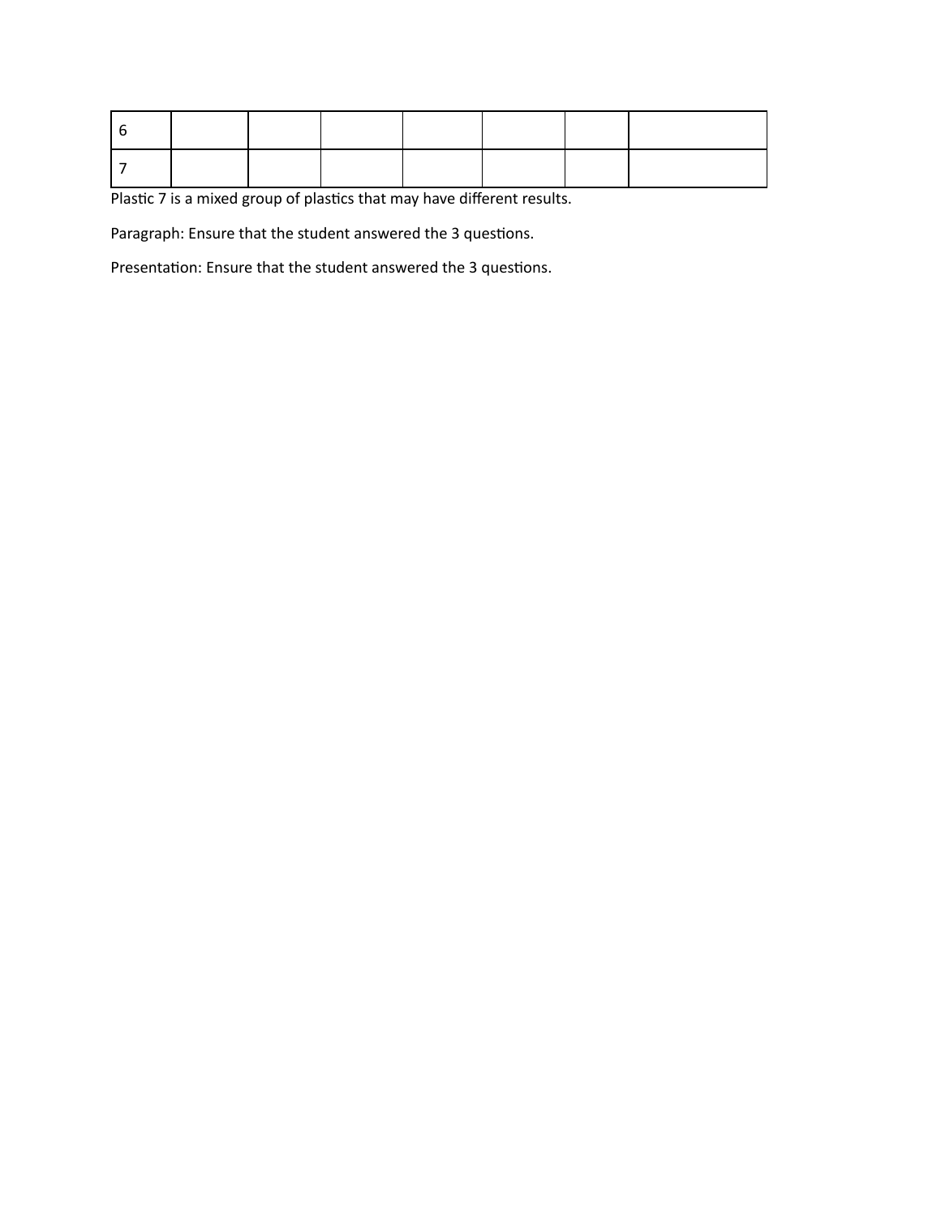| | | | | | | | |
|---|---|---|---|---|---|---|---|
| 6 | | | | | | | |
| 7 | | | | | | | |

Plastic 7 is a mixed group of plastics that may have different results.

Paragraph: Ensure that the student answered the 3 questions.

Presentation: Ensure that the student answered the 3 questions.